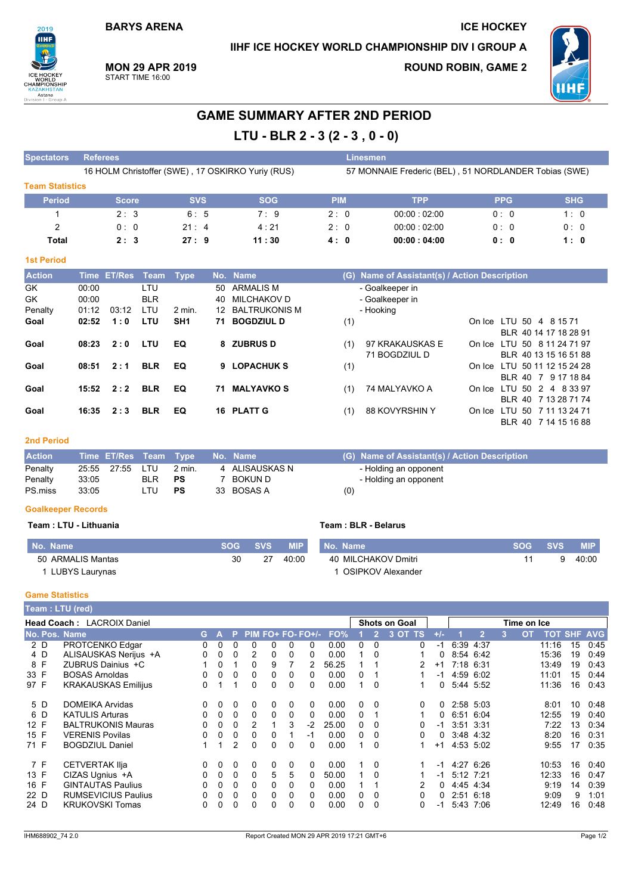BARYS ARENA

ICE HOCKEY

IIHF ICE HOCKEY WORLD CHAMPIONSHIP DIV I GROUP A

**MON 29 APR 2019**
START TIME 16:00

ROUND ROBIN, GAME 2

# GAME SUMMARY AFTER 2ND PERIOD

## LTU - BLR 2 - 3 (2 - 3 , 0 - 0)

| Spectators | Referees | Linesmen |
|---|---|---|
| | 16 HOLM Christoffer (SWE) , 17 OSKIRKO Yuriy (RUS) | 57 MONNAIE Frederic (BEL) , 51 NORDLANDER Tobias (SWE) |

### Team Statistics

| Period | Score | SVS | SOG | PIM | TPP | PPG | SHG |
|---|---|---|---|---|---|---|---|
| 1 | 2 : 3 | 6 : 5 | 7 : 9 | 2 : 0 | 00:00 : 02:00 | 0 : 0 | 1 : 0 |
| 2 | 0 : 0 | 21 : 4 | 4 : 21 | 2 : 0 | 00:00 : 02:00 | 0 : 0 | 0 : 0 |
| **Total** | **2 : 3** | **27 : 9** | **11 : 30** | **4 : 0** | **00:00 : 04:00** | **0 : 0** | **1 : 0** |

### 1st Period

| Action | Time | ET/Res | Team | Type | No. | Name | (G) | Name of Assistant(s) / Action Description | On Ice |
|---|---|---|---|---|---|---|---|---|---|
| GK | 00:00 | | LTU | | 50 | ARMALIS M | | - Goalkeeper in | |
| GK | 00:00 | | BLR | | 40 | MILCHAKOV D | | - Goalkeeper in | |
| Penalty | 01:12 | 03:12 | LTU | 2 min. | 12 | BALTRUKONIS M | | - Hooking | |
| **Goal** | **02:52** | **1 : 0** | **LTU** | **SH1** | **71** | **BOGDZIUL D** | (1) | | LTU 50 4 8 15 71 / BLR 40 14 17 18 28 91 |
| **Goal** | **08:23** | **2 : 0** | **LTU** | **EQ** | **8** | **ZUBRUS D** | (1) | 97 KRAKAUSKAS E, 71 BOGDZIUL D | LTU 50 8 11 24 71 97 / BLR 40 13 15 16 51 88 |
| **Goal** | **08:51** | **2 : 1** | **BLR** | **EQ** | **9** | **LOPACHUK S** | (1) | | LTU 50 11 12 15 24 28 / BLR 40 7 9 17 18 84 |
| **Goal** | **15:52** | **2 : 2** | **BLR** | **EQ** | **71** | **MALYAVKO S** | (1) | 74 MALYAVKO A | LTU 50 2 4 8 33 97 / BLR 40 7 13 28 71 74 |
| **Goal** | **16:35** | **2 : 3** | **BLR** | **EQ** | **16** | **PLATT G** | (1) | 88 KOVYRSHIN Y | LTU 50 7 11 13 24 71 / BLR 40 7 14 15 16 88 |

### 2nd Period

| Action | Time | ET/Res | Team | Type | No. | Name | (G) | Name of Assistant(s) / Action Description |
|---|---|---|---|---|---|---|---|---|
| Penalty | 25:55 | 27:55 | LTU | 2 min. | 4 | ALISAUSKAS N | | - Holding an opponent |
| Penalty | 33:05 | | BLR | PS | 7 | BOKUN D | | - Holding an opponent |
| PS.miss | 33:05 | | LTU | PS | 33 | BOSAS A | (0) | |

### Goalkeeper Records

**Team : LTU - Lithuania**

| No. Name | SOG | SVS | MIP |
|---|---|---|---|
| 50 ARMALIS Mantas | 30 | 27 | 40:00 |
| 1 LUBYS Laurynas | | | |

**Team : BLR - Belarus**

| No. Name | SOG | SVS | MIP |
|---|---|---|---|
| 40 MILCHAKOV Dmitri | 11 | 9 | 40:00 |
| 1 OSIPKOV Alexander | | | |

### Game Statistics

**Team : LTU (red)**

**Head Coach :** LACROIX Daniel

| No. | Pos. | Name | G | A | P | PIM | FO+ | FO- | FO+/- | FO% | SOG 1 | SOG 2 | SOG 3 | SOG OT | SOG TS | +/- | TOI 1 | TOI 2 | TOI 3 | TOI OT | TOT | SHF | AVG |
|---|---|---|---|---|---|---|---|---|---|---|---|---|---|---|---|---|---|---|---|---|---|---|---|
| 2 | D | PROTCENKO Edgar | 0 | 0 | 0 | 0 | 0 | 0 | 0 | 0.00 | 0 | 0 | | | 0 | -1 | 6:39 | 4:37 | | | 11:16 | 15 | 0:45 |
| 4 | D | ALISAUSKAS Nerijus +A | 0 | 0 | 0 | 2 | 0 | 0 | 0 | 0.00 | 1 | 0 | | | 1 | 0 | 8:54 | 6:42 | | | 15:36 | 19 | 0:49 |
| 8 | F | ZUBRUS Dainius +C | 1 | 0 | 1 | 0 | 9 | 7 | 2 | 56.25 | 1 | 1 | | | 2 | +1 | 7:18 | 6:31 | | | 13:49 | 19 | 0:43 |
| 33 | F | BOSAS Arnoldas | 0 | 0 | 0 | 0 | 0 | 0 | 0 | 0.00 | 0 | 1 | | | 1 | -1 | 4:59 | 6:02 | | | 11:01 | 15 | 0:44 |
| 97 | F | KRAKAUSKAS Emilijus | 0 | 1 | 1 | 0 | 0 | 0 | 0 | 0.00 | 1 | 0 | | | 1 | 0 | 5:44 | 5:52 | | | 11:36 | 16 | 0:43 |
| 5 | D | DOMEIKA Arvidas | 0 | 0 | 0 | 0 | 0 | 0 | 0 | 0.00 | 0 | 0 | | | 0 | 0 | 2:58 | 5:03 | | | 8:01 | 10 | 0:48 |
| 6 | D | KATULIS Arturas | 0 | 0 | 0 | 0 | 0 | 0 | 0 | 0.00 | 0 | 1 | | | 1 | 0 | 6:51 | 6:04 | | | 12:55 | 19 | 0:40 |
| 12 | F | BALTRUKONIS Mauras | 0 | 0 | 0 | 2 | 1 | 3 | -2 | 25.00 | 0 | 0 | | | 0 | -1 | 3:51 | 3:31 | | | 7:22 | 13 | 0:34 |
| 15 | F | VERENIS Povilas | 0 | 0 | 0 | 0 | 0 | 1 | -1 | 0.00 | 0 | 0 | | | 0 | 0 | 3:48 | 4:32 | | | 8:20 | 16 | 0:31 |
| 71 | F | BOGDZIUL Daniel | 1 | 1 | 2 | 0 | 0 | 0 | 0 | 0.00 | 1 | 0 | | | 1 | +1 | 4:53 | 5:02 | | | 9:55 | 17 | 0:35 |
| 7 | F | CETVERTAK Ilja | 0 | 0 | 0 | 0 | 0 | 0 | 0 | 0.00 | 1 | 0 | | | 1 | -1 | 4:27 | 6:26 | | | 10:53 | 16 | 0:40 |
| 13 | F | CIZAS Ugnius +A | 0 | 0 | 0 | 0 | 5 | 5 | 0 | 50.00 | 1 | 0 | | | 1 | -1 | 5:12 | 7:21 | | | 12:33 | 16 | 0:47 |
| 16 | F | GINTAUTAS Paulius | 0 | 0 | 0 | 0 | 0 | 0 | 0 | 0.00 | 1 | 1 | | | 2 | 0 | 4:45 | 4:34 | | | 9:19 | 14 | 0:39 |
| 22 | D | RUMSEVICIUS Paulius | 0 | 0 | 0 | 0 | 0 | 0 | 0 | 0.00 | 0 | 0 | | | 0 | 0 | 2:51 | 6:18 | | | 9:09 | 9 | 1:01 |
| 24 | D | KRUKOVSKI Tomas | 0 | 0 | 0 | 0 | 0 | 0 | 0 | 0.00 | 0 | 0 | | | 0 | -1 | 5:43 | 7:06 | | | 12:49 | 16 | 0:48 |

IHM688902_74 2.0 — Report Created MON 29 APR 2019 17:21 GMT+6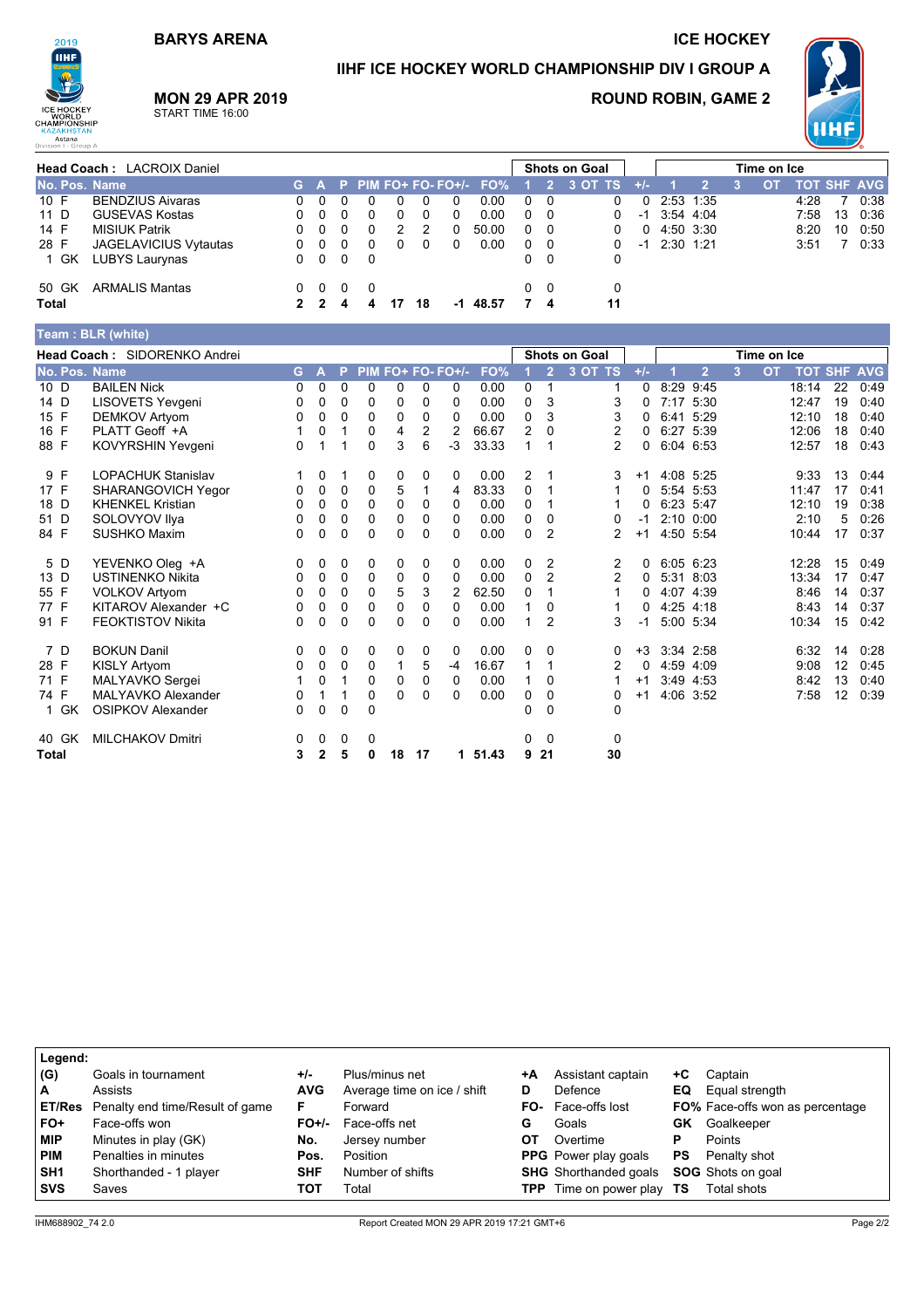BARYS ARENA

ICE HOCKEY

# IIHF ICE HOCKEY WORLD CHAMPIONSHIP DIV I GROUP A

**MON 29 APR 2019**
START TIME 16:00

**ROUND ROBIN, GAME 2**

**Head Coach :** LACROIX Daniel

| No. | Pos. | Name | G | A | P | PIM | FO+ | FO- | FO+/- | FO% | SOG 1 | SOG 2 | SOG 3 | SOG OT | SOG TS | +/- | TOI 1 | TOI 2 | TOI 3 | TOI OT | TOI TOT | SHF | AVG |
|---|---|---|---|---|---|---|---|---|---|---|---|---|---|---|---|---|---|---|---|---|---|---|---|
| 10 | F | BENDZIUS Aivaras | 0 | 0 | 0 | 0 | 0 | 0 | 0 | 0.00 | 0 | 0 | | | 0 | 0 | 2:53 | 1:35 | | | 4:28 | 7 | 0:38 |
| 11 | D | GUSEVAS Kostas | 0 | 0 | 0 | 0 | 0 | 0 | 0 | 0.00 | 0 | 0 | | | 0 | -1 | 3:54 | 4:04 | | | 7:58 | 13 | 0:36 |
| 14 | F | MISIUK Patrik | 0 | 0 | 0 | 0 | 2 | 2 | 0 | 50.00 | 0 | 0 | | | 0 | 0 | 4:50 | 3:30 | | | 8:20 | 10 | 0:50 |
| 28 | F | JAGELAVICIUS Vytautas | 0 | 0 | 0 | 0 | 0 | 0 | 0 | 0.00 | 0 | 0 | | | 0 | -1 | 2:30 | 1:21 | | | 3:51 | 7 | 0:33 |
| 1 | GK | LUBYS Laurynas | 0 | 0 | 0 | 0 | | | | | 0 | 0 | | | 0 | | | | | | | | |
| 50 | GK | ARMALIS Mantas | 0 | 0 | 0 | 0 | | | | | 0 | 0 | | | 0 | | | | | | | | |
| **Total** | | | **2** | **2** | **4** | **4** | **17** | **18** | **-1** | **48.57** | **7** | **4** | | | **11** | | | | | | | | |

## Team : BLR (white)

**Head Coach :** SIDORENKO Andrei

| No. | Pos. | Name | G | A | P | PIM | FO+ | FO- | FO+/- | FO% | SOG 1 | SOG 2 | SOG 3 | SOG OT | SOG TS | +/- | TOI 1 | TOI 2 | TOI 3 | TOI OT | TOI TOT | SHF | AVG |
|---|---|---|---|---|---|---|---|---|---|---|---|---|---|---|---|---|---|---|---|---|---|---|---|
| 10 | D | BAILEN Nick | 0 | 0 | 0 | 0 | 0 | 0 | 0 | 0.00 | 0 | 1 | | | 1 | 0 | 8:29 | 9:45 | | | 18:14 | 22 | 0:49 |
| 14 | D | LISOVETS Yevgeni | 0 | 0 | 0 | 0 | 0 | 0 | 0 | 0.00 | 0 | 3 | | | 3 | 0 | 7:17 | 5:30 | | | 12:47 | 19 | 0:40 |
| 15 | F | DEMKOV Artyom | 0 | 0 | 0 | 0 | 0 | 0 | 0 | 0.00 | 0 | 3 | | | 3 | 0 | 6:41 | 5:29 | | | 12:10 | 18 | 0:40 |
| 16 | F | PLATT Geoff +A | 1 | 0 | 1 | 0 | 4 | 2 | 2 | 66.67 | 2 | 0 | | | 2 | 0 | 6:27 | 5:39 | | | 12:06 | 18 | 0:40 |
| 88 | F | KOVYRSHIN Yevgeni | 0 | 1 | 1 | 0 | 3 | 6 | -3 | 33.33 | 1 | 1 | | | 2 | 0 | 6:04 | 6:53 | | | 12:57 | 18 | 0:43 |
| 9 | F | LOPACHUK Stanislav | 1 | 0 | 1 | 0 | 0 | 0 | 0 | 0.00 | 2 | 1 | | | 3 | +1 | 4:08 | 5:25 | | | 9:33 | 13 | 0:44 |
| 17 | F | SHARANGOVICH Yegor | 0 | 0 | 0 | 0 | 5 | 1 | 4 | 83.33 | 0 | 1 | | | 1 | 0 | 5:54 | 5:53 | | | 11:47 | 17 | 0:41 |
| 18 | D | KHENKEL Kristian | 0 | 0 | 0 | 0 | 0 | 0 | 0 | 0.00 | 0 | 1 | | | 1 | 0 | 6:23 | 5:47 | | | 12:10 | 19 | 0:38 |
| 51 | D | SOLOVYOV Ilya | 0 | 0 | 0 | 0 | 0 | 0 | 0 | 0.00 | 0 | 0 | | | 0 | -1 | 2:10 | 0:00 | | | 2:10 | 5 | 0:26 |
| 84 | F | SUSHKO Maxim | 0 | 0 | 0 | 0 | 0 | 0 | 0 | 0.00 | 0 | 2 | | | 2 | +1 | 4:50 | 5:54 | | | 10:44 | 17 | 0:37 |
| 5 | D | YEVENKO Oleg +A | 0 | 0 | 0 | 0 | 0 | 0 | 0 | 0.00 | 0 | 2 | | | 2 | 0 | 6:05 | 6:23 | | | 12:28 | 15 | 0:49 |
| 13 | D | USTINENKO Nikita | 0 | 0 | 0 | 0 | 0 | 0 | 0 | 0.00 | 0 | 2 | | | 2 | 0 | 5:31 | 8:03 | | | 13:34 | 17 | 0:47 |
| 55 | F | VOLKOV Artyom | 0 | 0 | 0 | 0 | 5 | 3 | 2 | 62.50 | 0 | 1 | | | 1 | 0 | 4:07 | 4:39 | | | 8:46 | 14 | 0:37 |
| 77 | F | KITAROV Alexander +C | 0 | 0 | 0 | 0 | 0 | 0 | 0 | 0.00 | 1 | 0 | | | 1 | 0 | 4:25 | 4:18 | | | 8:43 | 14 | 0:37 |
| 91 | F | FEOKTISTOV Nikita | 0 | 0 | 0 | 0 | 0 | 0 | 0 | 0.00 | 1 | 2 | | | 3 | -1 | 5:00 | 5:34 | | | 10:34 | 15 | 0:42 |
| 7 | D | BOKUN Danil | 0 | 0 | 0 | 0 | 0 | 0 | 0 | 0.00 | 0 | 0 | | | 0 | +3 | 3:34 | 2:58 | | | 6:32 | 14 | 0:28 |
| 28 | F | KISLY Artyom | 0 | 0 | 0 | 0 | 1 | 5 | -4 | 16.67 | 1 | 1 | | | 2 | 0 | 4:59 | 4:09 | | | 9:08 | 12 | 0:45 |
| 71 | F | MALYAVKO Sergei | 1 | 0 | 1 | 0 | 0 | 0 | 0 | 0.00 | 1 | 0 | | | 1 | +1 | 3:49 | 4:53 | | | 8:42 | 13 | 0:40 |
| 74 | F | MALYAVKO Alexander | 0 | 1 | 1 | 0 | 0 | 0 | 0 | 0.00 | 0 | 0 | | | 0 | +1 | 4:06 | 3:52 | | | 7:58 | 12 | 0:39 |
| 1 | GK | OSIPKOV Alexander | 0 | 0 | 0 | 0 | | | | | 0 | 0 | | | 0 | | | | | | | | |
| 40 | GK | MILCHAKOV Dmitri | 0 | 0 | 0 | 0 | | | | | 0 | 0 | | | 0 | | | | | | | | |
| **Total** | | | **3** | **2** | **5** | **0** | **18** | **17** | **1** | **51.43** | **9** | **21** | | | **30** | | | | | | | | |

**Legend:**

| | | | | | | | |
|---|---|---|---|---|---|---|---|
| (G) | Goals in tournament | +/- | Plus/minus net | +A | Assistant captain | +C | Captain |
| A | Assists | AVG | Average time on ice / shift | D | Defence | EQ | Equal strength |
| ET/Res | Penalty end time/Result of game | F | Forward | FO- | Face-offs lost | FO% | Face-offs won as percentage |
| FO+ | Face-offs won | FO+/- | Face-offs net | G | Goals | GK | Goalkeeper |
| MIP | Minutes in play (GK) | No. | Jersey number | OT | Overtime | P | Points |
| PIM | Penalties in minutes | Pos. | Position | PPG | Power play goals | PS | Penalty shot |
| SH1 | Shorthanded - 1 player | SHF | Number of shifts | SHG | Shorthanded goals | SOG | Shots on goal |
| SVS | Saves | TOT | Total | TPP | Time on power play | TS | Total shots |

IHM688902_74 2.0 Report Created MON 29 APR 2019 17:21 GMT+6